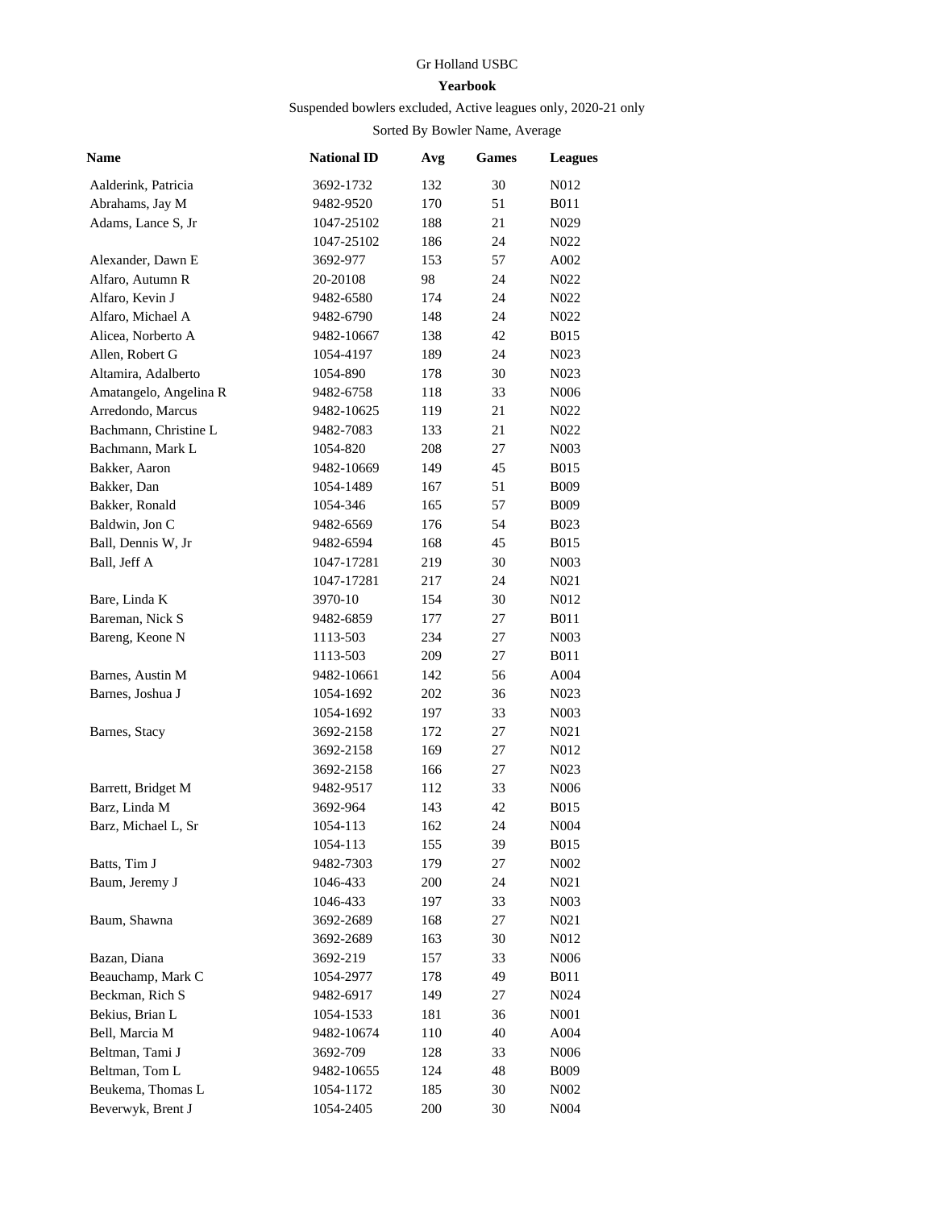Gr Holland USBC

**Yearbook**

Suspended bowlers excluded, Active leagues only, 2020-21 only

Sorted By Bowler Name, Average

| Name | National ID | Avg | Games | Leagues |
|---|---|---|---|---|
| Aalderink, Patricia | 3692-1732 | 132 | 30 | N012 |
| Abrahams, Jay M | 9482-9520 | 170 | 51 | B011 |
| Adams, Lance S, Jr | 1047-25102 | 188 | 21 | N029 |
| | 1047-25102 | 186 | 24 | N022 |
| Alexander, Dawn E | 3692-977 | 153 | 57 | A002 |
| Alfaro, Autumn R | 20-20108 | 98 | 24 | N022 |
| Alfaro, Kevin J | 9482-6580 | 174 | 24 | N022 |
| Alfaro, Michael A | 9482-6790 | 148 | 24 | N022 |
| Alicea, Norberto A | 9482-10667 | 138 | 42 | B015 |
| Allen, Robert G | 1054-4197 | 189 | 24 | N023 |
| Altamira, Adalberto | 1054-890 | 178 | 30 | N023 |
| Amatangelo, Angelina R | 9482-6758 | 118 | 33 | N006 |
| Arredondo, Marcus | 9482-10625 | 119 | 21 | N022 |
| Bachmann, Christine L | 9482-7083 | 133 | 21 | N022 |
| Bachmann, Mark L | 1054-820 | 208 | 27 | N003 |
| Bakker, Aaron | 9482-10669 | 149 | 45 | B015 |
| Bakker, Dan | 1054-1489 | 167 | 51 | B009 |
| Bakker, Ronald | 1054-346 | 165 | 57 | B009 |
| Baldwin, Jon C | 9482-6569 | 176 | 54 | B023 |
| Ball, Dennis W, Jr | 9482-6594 | 168 | 45 | B015 |
| Ball, Jeff A | 1047-17281 | 219 | 30 | N003 |
| | 1047-17281 | 217 | 24 | N021 |
| Bare, Linda K | 3970-10 | 154 | 30 | N012 |
| Bareman, Nick S | 9482-6859 | 177 | 27 | B011 |
| Bareng, Keone N | 1113-503 | 234 | 27 | N003 |
| | 1113-503 | 209 | 27 | B011 |
| Barnes, Austin M | 9482-10661 | 142 | 56 | A004 |
| Barnes, Joshua J | 1054-1692 | 202 | 36 | N023 |
| | 1054-1692 | 197 | 33 | N003 |
| Barnes, Stacy | 3692-2158 | 172 | 27 | N021 |
| | 3692-2158 | 169 | 27 | N012 |
| | 3692-2158 | 166 | 27 | N023 |
| Barrett, Bridget M | 9482-9517 | 112 | 33 | N006 |
| Barz, Linda M | 3692-964 | 143 | 42 | B015 |
| Barz, Michael L, Sr | 1054-113 | 162 | 24 | N004 |
| | 1054-113 | 155 | 39 | B015 |
| Batts, Tim J | 9482-7303 | 179 | 27 | N002 |
| Baum, Jeremy J | 1046-433 | 200 | 24 | N021 |
| | 1046-433 | 197 | 33 | N003 |
| Baum, Shawna | 3692-2689 | 168 | 27 | N021 |
| | 3692-2689 | 163 | 30 | N012 |
| Bazan, Diana | 3692-219 | 157 | 33 | N006 |
| Beauchamp, Mark C | 1054-2977 | 178 | 49 | B011 |
| Beckman, Rich S | 9482-6917 | 149 | 27 | N024 |
| Bekius, Brian L | 1054-1533 | 181 | 36 | N001 |
| Bell, Marcia M | 9482-10674 | 110 | 40 | A004 |
| Beltman, Tami J | 3692-709 | 128 | 33 | N006 |
| Beltman, Tom L | 9482-10655 | 124 | 48 | B009 |
| Beukema, Thomas L | 1054-1172 | 185 | 30 | N002 |
| Beverwyk, Brent J | 1054-2405 | 200 | 30 | N004 |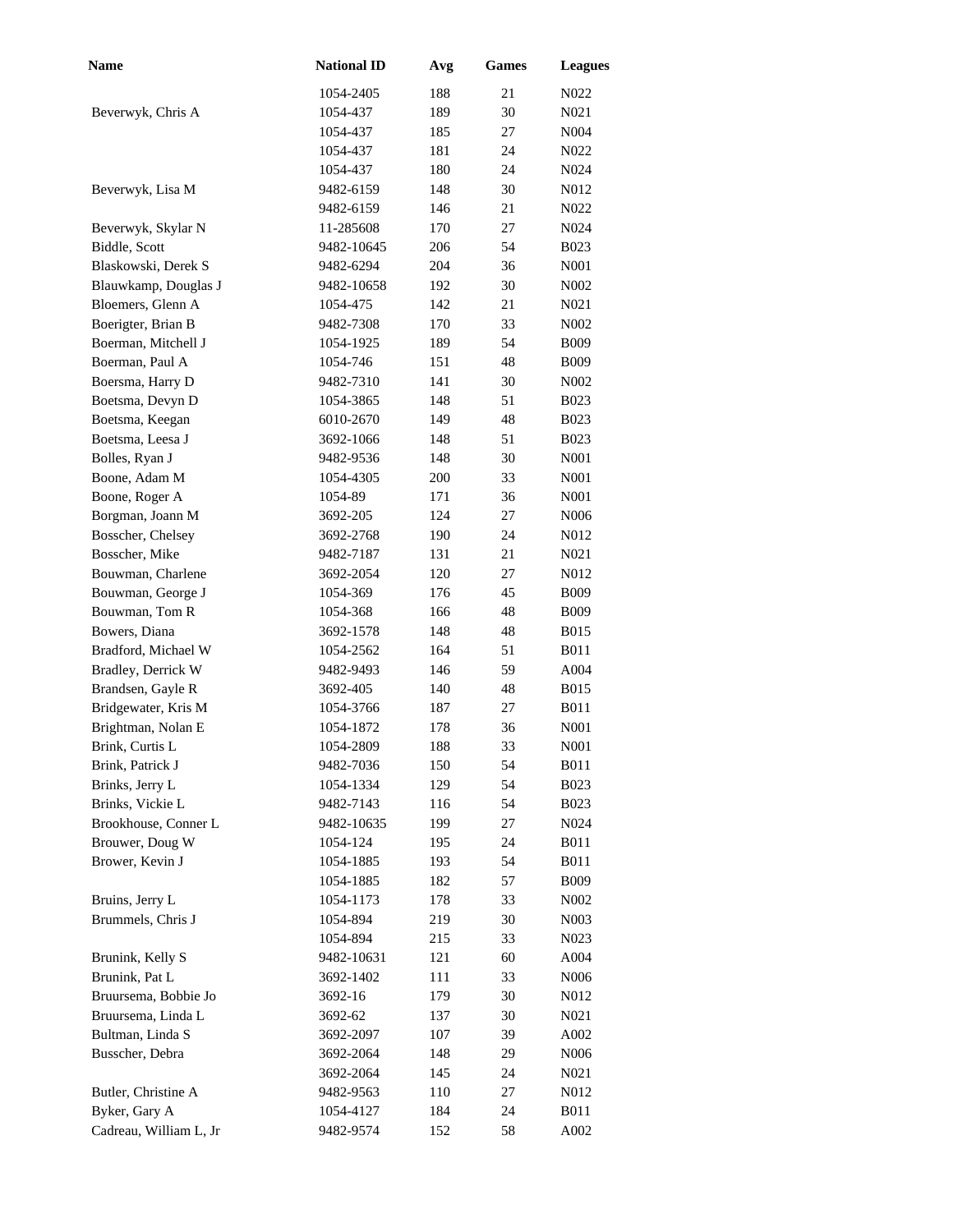| Name | National ID | Avg | Games | Leagues |
|---|---|---|---|---|
| | 1054-2405 | 188 | 21 | N022 |
| Beverwyk, Chris A | 1054-437 | 189 | 30 | N021 |
| | 1054-437 | 185 | 27 | N004 |
| | 1054-437 | 181 | 24 | N022 |
| | 1054-437 | 180 | 24 | N024 |
| Beverwyk, Lisa M | 9482-6159 | 148 | 30 | N012 |
| | 9482-6159 | 146 | 21 | N022 |
| Beverwyk, Skylar N | 11-285608 | 170 | 27 | N024 |
| Biddle, Scott | 9482-10645 | 206 | 54 | B023 |
| Blaskowski, Derek S | 9482-6294 | 204 | 36 | N001 |
| Blauwkamp, Douglas J | 9482-10658 | 192 | 30 | N002 |
| Bloemers, Glenn A | 1054-475 | 142 | 21 | N021 |
| Boerigter, Brian B | 9482-7308 | 170 | 33 | N002 |
| Boerman, Mitchell J | 1054-1925 | 189 | 54 | B009 |
| Boerman, Paul A | 1054-746 | 151 | 48 | B009 |
| Boersma, Harry D | 9482-7310 | 141 | 30 | N002 |
| Boetsma, Devyn D | 1054-3865 | 148 | 51 | B023 |
| Boetsma, Keegan | 6010-2670 | 149 | 48 | B023 |
| Boetsma, Leesa J | 3692-1066 | 148 | 51 | B023 |
| Bolles, Ryan J | 9482-9536 | 148 | 30 | N001 |
| Boone, Adam M | 1054-4305 | 200 | 33 | N001 |
| Boone, Roger A | 1054-89 | 171 | 36 | N001 |
| Borgman, Joann M | 3692-205 | 124 | 27 | N006 |
| Bosscher, Chelsey | 3692-2768 | 190 | 24 | N012 |
| Bosscher, Mike | 9482-7187 | 131 | 21 | N021 |
| Bouwman, Charlene | 3692-2054 | 120 | 27 | N012 |
| Bouwman, George J | 1054-369 | 176 | 45 | B009 |
| Bouwman, Tom R | 1054-368 | 166 | 48 | B009 |
| Bowers, Diana | 3692-1578 | 148 | 48 | B015 |
| Bradford, Michael W | 1054-2562 | 164 | 51 | B011 |
| Bradley, Derrick W | 9482-9493 | 146 | 59 | A004 |
| Brandsen, Gayle R | 3692-405 | 140 | 48 | B015 |
| Bridgewater, Kris M | 1054-3766 | 187 | 27 | B011 |
| Brightman, Nolan E | 1054-1872 | 178 | 36 | N001 |
| Brink, Curtis L | 1054-2809 | 188 | 33 | N001 |
| Brink, Patrick J | 9482-7036 | 150 | 54 | B011 |
| Brinks, Jerry L | 1054-1334 | 129 | 54 | B023 |
| Brinks, Vickie L | 9482-7143 | 116 | 54 | B023 |
| Brookhouse, Conner L | 9482-10635 | 199 | 27 | N024 |
| Brouwer, Doug W | 1054-124 | 195 | 24 | B011 |
| Brower, Kevin J | 1054-1885 | 193 | 54 | B011 |
| | 1054-1885 | 182 | 57 | B009 |
| Bruins, Jerry L | 1054-1173 | 178 | 33 | N002 |
| Brummels, Chris J | 1054-894 | 219 | 30 | N003 |
| | 1054-894 | 215 | 33 | N023 |
| Brunink, Kelly S | 9482-10631 | 121 | 60 | A004 |
| Brunink, Pat L | 3692-1402 | 111 | 33 | N006 |
| Bruursema, Bobbie Jo | 3692-16 | 179 | 30 | N012 |
| Bruursema, Linda L | 3692-62 | 137 | 30 | N021 |
| Bultman, Linda S | 3692-2097 | 107 | 39 | A002 |
| Busscher, Debra | 3692-2064 | 148 | 29 | N006 |
| | 3692-2064 | 145 | 24 | N021 |
| Butler, Christine A | 9482-9563 | 110 | 27 | N012 |
| Byker, Gary A | 1054-4127 | 184 | 24 | B011 |
| Cadreau, William L, Jr | 9482-9574 | 152 | 58 | A002 |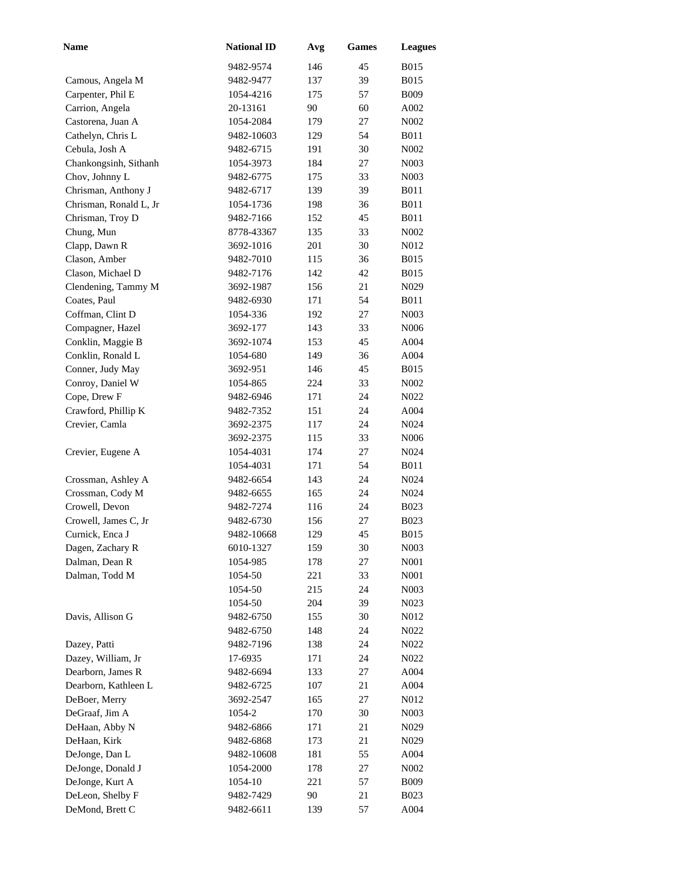| Name | National ID | Avg | Games | Leagues |
|---|---|---|---|---|
| | 9482-9574 | 146 | 45 | B015 |
| Camous, Angela M | 9482-9477 | 137 | 39 | B015 |
| Carpenter, Phil E | 1054-4216 | 175 | 57 | B009 |
| Carrion, Angela | 20-13161 | 90 | 60 | A002 |
| Castorena, Juan A | 1054-2084 | 179 | 27 | N002 |
| Cathelyn, Chris L | 9482-10603 | 129 | 54 | B011 |
| Cebula, Josh A | 9482-6715 | 191 | 30 | N002 |
| Chankongsinh, Sithanh | 1054-3973 | 184 | 27 | N003 |
| Chov, Johnny L | 9482-6775 | 175 | 33 | N003 |
| Chrisman, Anthony J | 9482-6717 | 139 | 39 | B011 |
| Chrisman, Ronald L, Jr | 1054-1736 | 198 | 36 | B011 |
| Chrisman, Troy D | 9482-7166 | 152 | 45 | B011 |
| Chung, Mun | 8778-43367 | 135 | 33 | N002 |
| Clapp, Dawn R | 3692-1016 | 201 | 30 | N012 |
| Clason, Amber | 9482-7010 | 115 | 36 | B015 |
| Clason, Michael D | 9482-7176 | 142 | 42 | B015 |
| Clendening, Tammy M | 3692-1987 | 156 | 21 | N029 |
| Coates, Paul | 9482-6930 | 171 | 54 | B011 |
| Coffman, Clint D | 1054-336 | 192 | 27 | N003 |
| Compagner, Hazel | 3692-177 | 143 | 33 | N006 |
| Conklin, Maggie B | 3692-1074 | 153 | 45 | A004 |
| Conklin, Ronald L | 1054-680 | 149 | 36 | A004 |
| Conner, Judy May | 3692-951 | 146 | 45 | B015 |
| Conroy, Daniel W | 1054-865 | 224 | 33 | N002 |
| Cope, Drew F | 9482-6946 | 171 | 24 | N022 |
| Crawford, Phillip K | 9482-7352 | 151 | 24 | A004 |
| Crevier, Camla | 3692-2375 | 117 | 24 | N024 |
| | 3692-2375 | 115 | 33 | N006 |
| Crevier, Eugene A | 1054-4031 | 174 | 27 | N024 |
| | 1054-4031 | 171 | 54 | B011 |
| Crossman, Ashley A | 9482-6654 | 143 | 24 | N024 |
| Crossman, Cody M | 9482-6655 | 165 | 24 | N024 |
| Crowell, Devon | 9482-7274 | 116 | 24 | B023 |
| Crowell, James C, Jr | 9482-6730 | 156 | 27 | B023 |
| Curnick, Enca J | 9482-10668 | 129 | 45 | B015 |
| Dagen, Zachary R | 6010-1327 | 159 | 30 | N003 |
| Dalman, Dean R | 1054-985 | 178 | 27 | N001 |
| Dalman, Todd M | 1054-50 | 221 | 33 | N001 |
| | 1054-50 | 215 | 24 | N003 |
| | 1054-50 | 204 | 39 | N023 |
| Davis, Allison G | 9482-6750 | 155 | 30 | N012 |
| | 9482-6750 | 148 | 24 | N022 |
| Dazey, Patti | 9482-7196 | 138 | 24 | N022 |
| Dazey, William, Jr | 17-6935 | 171 | 24 | N022 |
| Dearborn, James R | 9482-6694 | 133 | 27 | A004 |
| Dearborn, Kathleen L | 9482-6725 | 107 | 21 | A004 |
| DeBoer, Merry | 3692-2547 | 165 | 27 | N012 |
| DeGraaf, Jim A | 1054-2 | 170 | 30 | N003 |
| DeHaan, Abby N | 9482-6866 | 171 | 21 | N029 |
| DeHaan, Kirk | 9482-6868 | 173 | 21 | N029 |
| DeJonge, Dan L | 9482-10608 | 181 | 55 | A004 |
| DeJonge, Donald J | 1054-2000 | 178 | 27 | N002 |
| DeJonge, Kurt A | 1054-10 | 221 | 57 | B009 |
| DeLeon, Shelby F | 9482-7429 | 90 | 21 | B023 |
| DeMond, Brett C | 9482-6611 | 139 | 57 | A004 |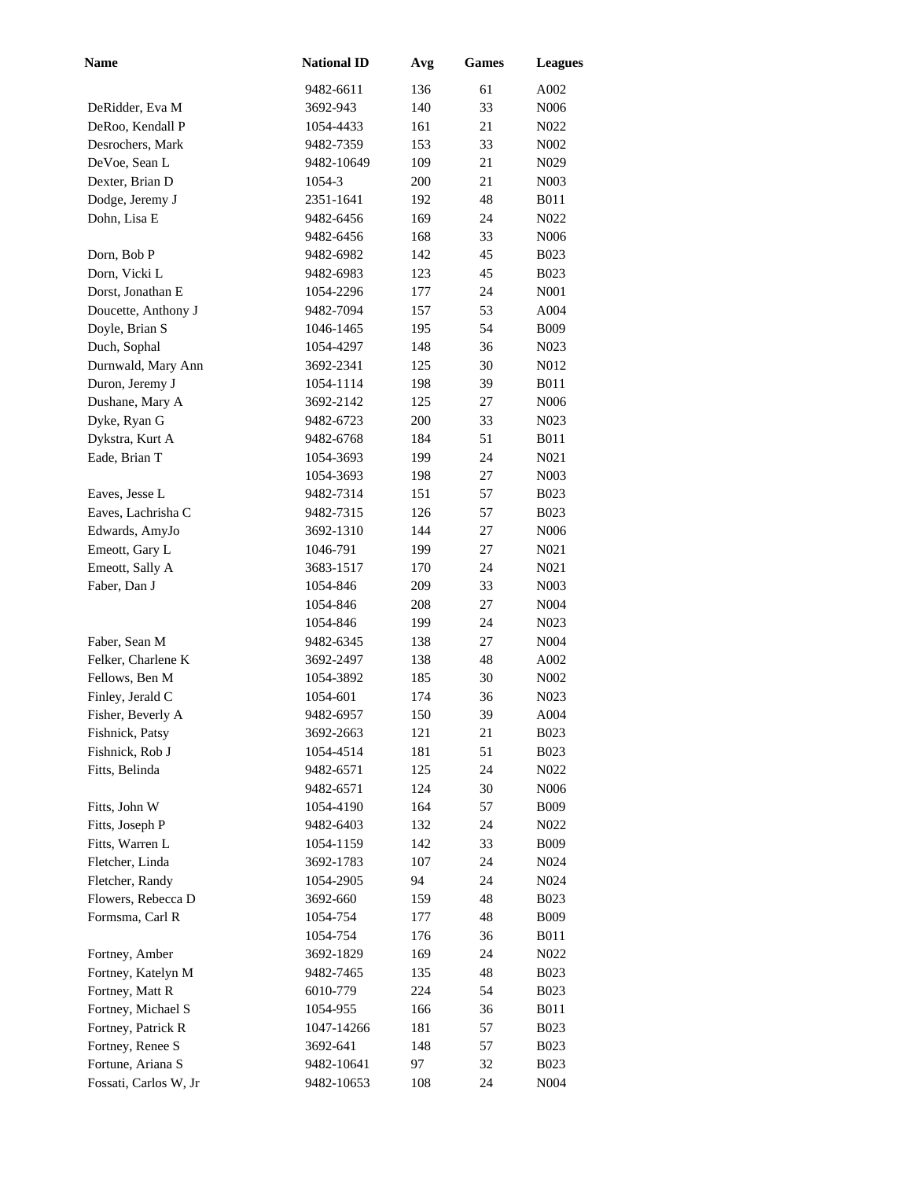| Name | National ID | Avg | Games | Leagues |
|---|---|---|---|---|
| | 9482-6611 | 136 | 61 | A002 |
| DeRidder, Eva M | 3692-943 | 140 | 33 | N006 |
| DeRoo, Kendall P | 1054-4433 | 161 | 21 | N022 |
| Desrochers, Mark | 9482-7359 | 153 | 33 | N002 |
| DeVoe, Sean L | 9482-10649 | 109 | 21 | N029 |
| Dexter, Brian D | 1054-3 | 200 | 21 | N003 |
| Dodge, Jeremy J | 2351-1641 | 192 | 48 | B011 |
| Dohn, Lisa E | 9482-6456 | 169 | 24 | N022 |
| | 9482-6456 | 168 | 33 | N006 |
| Dorn, Bob P | 9482-6982 | 142 | 45 | B023 |
| Dorn, Vicki L | 9482-6983 | 123 | 45 | B023 |
| Dorst, Jonathan E | 1054-2296 | 177 | 24 | N001 |
| Doucette, Anthony J | 9482-7094 | 157 | 53 | A004 |
| Doyle, Brian S | 1046-1465 | 195 | 54 | B009 |
| Duch, Sophal | 1054-4297 | 148 | 36 | N023 |
| Durnwald, Mary Ann | 3692-2341 | 125 | 30 | N012 |
| Duron, Jeremy J | 1054-1114 | 198 | 39 | B011 |
| Dushane, Mary A | 3692-2142 | 125 | 27 | N006 |
| Dyke, Ryan G | 9482-6723 | 200 | 33 | N023 |
| Dykstra, Kurt A | 9482-6768 | 184 | 51 | B011 |
| Eade, Brian T | 1054-3693 | 199 | 24 | N021 |
| | 1054-3693 | 198 | 27 | N003 |
| Eaves, Jesse L | 9482-7314 | 151 | 57 | B023 |
| Eaves, Lachrisha C | 9482-7315 | 126 | 57 | B023 |
| Edwards, AmyJo | 3692-1310 | 144 | 27 | N006 |
| Emeott, Gary L | 1046-791 | 199 | 27 | N021 |
| Emeott, Sally A | 3683-1517 | 170 | 24 | N021 |
| Faber, Dan J | 1054-846 | 209 | 33 | N003 |
| | 1054-846 | 208 | 27 | N004 |
| | 1054-846 | 199 | 24 | N023 |
| Faber, Sean M | 9482-6345 | 138 | 27 | N004 |
| Felker, Charlene K | 3692-2497 | 138 | 48 | A002 |
| Fellows, Ben M | 1054-3892 | 185 | 30 | N002 |
| Finley, Jerald C | 1054-601 | 174 | 36 | N023 |
| Fisher, Beverly A | 9482-6957 | 150 | 39 | A004 |
| Fishnick, Patsy | 3692-2663 | 121 | 21 | B023 |
| Fishnick, Rob J | 1054-4514 | 181 | 51 | B023 |
| Fitts, Belinda | 9482-6571 | 125 | 24 | N022 |
| | 9482-6571 | 124 | 30 | N006 |
| Fitts, John W | 1054-4190 | 164 | 57 | B009 |
| Fitts, Joseph P | 9482-6403 | 132 | 24 | N022 |
| Fitts, Warren L | 1054-1159 | 142 | 33 | B009 |
| Fletcher, Linda | 3692-1783 | 107 | 24 | N024 |
| Fletcher, Randy | 1054-2905 | 94 | 24 | N024 |
| Flowers, Rebecca D | 3692-660 | 159 | 48 | B023 |
| Formsma, Carl R | 1054-754 | 177 | 48 | B009 |
| | 1054-754 | 176 | 36 | B011 |
| Fortney, Amber | 3692-1829 | 169 | 24 | N022 |
| Fortney, Katelyn M | 9482-7465 | 135 | 48 | B023 |
| Fortney, Matt R | 6010-779 | 224 | 54 | B023 |
| Fortney, Michael S | 1054-955 | 166 | 36 | B011 |
| Fortney, Patrick R | 1047-14266 | 181 | 57 | B023 |
| Fortney, Renee S | 3692-641 | 148 | 57 | B023 |
| Fortune, Ariana S | 9482-10641 | 97 | 32 | B023 |
| Fossati, Carlos W, Jr | 9482-10653 | 108 | 24 | N004 |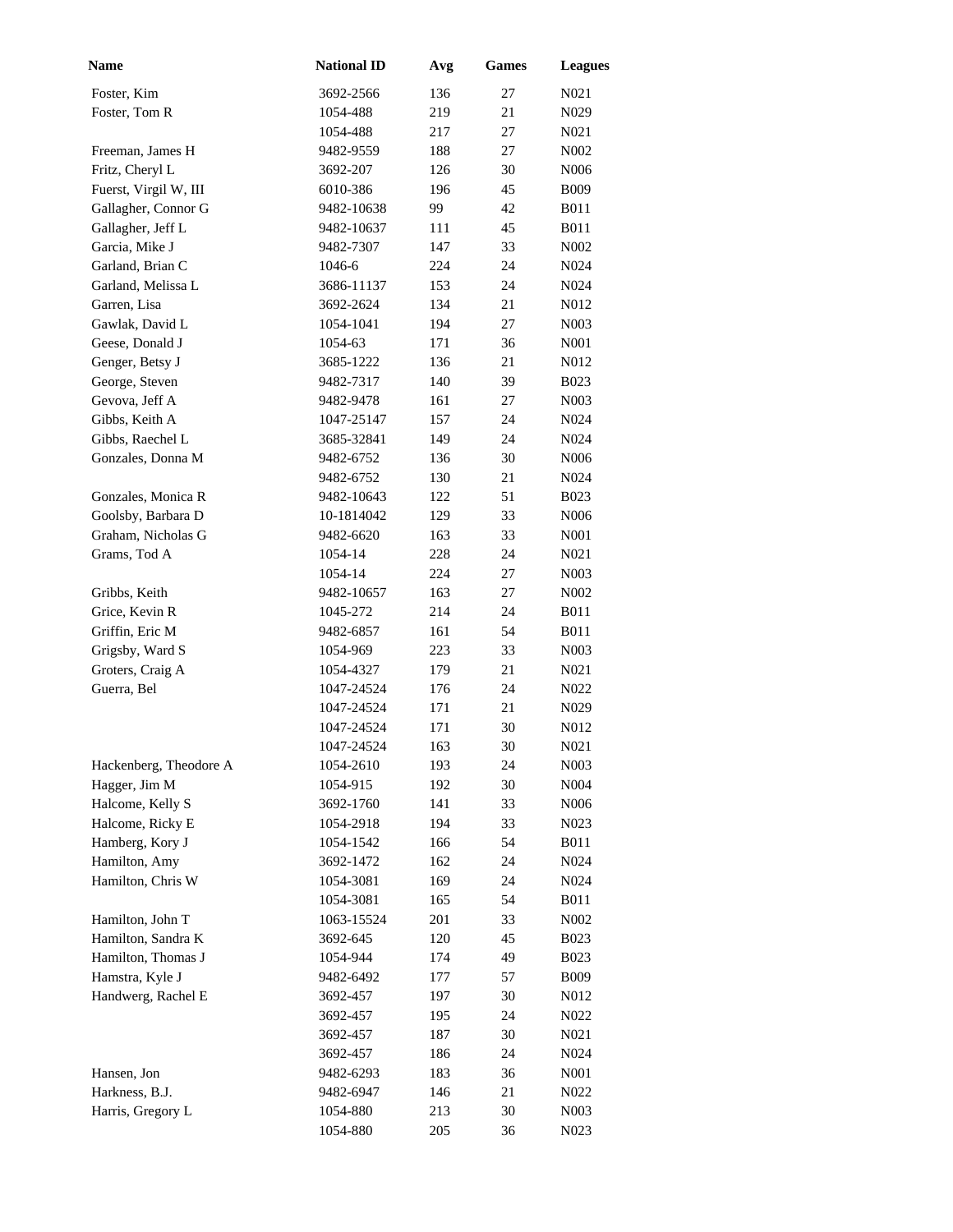| Name | National ID | Avg | Games | Leagues |
|---|---|---|---|---|
| Foster, Kim | 3692-2566 | 136 | 27 | N021 |
| Foster, Tom R | 1054-488 | 219 | 21 | N029 |
| | 1054-488 | 217 | 27 | N021 |
| Freeman, James H | 9482-9559 | 188 | 27 | N002 |
| Fritz, Cheryl L | 3692-207 | 126 | 30 | N006 |
| Fuerst, Virgil W, III | 6010-386 | 196 | 45 | B009 |
| Gallagher, Connor G | 9482-10638 | 99 | 42 | B011 |
| Gallagher, Jeff L | 9482-10637 | 111 | 45 | B011 |
| Garcia, Mike J | 9482-7307 | 147 | 33 | N002 |
| Garland, Brian C | 1046-6 | 224 | 24 | N024 |
| Garland, Melissa L | 3686-11137 | 153 | 24 | N024 |
| Garren, Lisa | 3692-2624 | 134 | 21 | N012 |
| Gawlak, David L | 1054-1041 | 194 | 27 | N003 |
| Geese, Donald J | 1054-63 | 171 | 36 | N001 |
| Genger, Betsy J | 3685-1222 | 136 | 21 | N012 |
| George, Steven | 9482-7317 | 140 | 39 | B023 |
| Gevova, Jeff A | 9482-9478 | 161 | 27 | N003 |
| Gibbs, Keith A | 1047-25147 | 157 | 24 | N024 |
| Gibbs, Raechel L | 3685-32841 | 149 | 24 | N024 |
| Gonzales, Donna M | 9482-6752 | 136 | 30 | N006 |
| | 9482-6752 | 130 | 21 | N024 |
| Gonzales, Monica R | 9482-10643 | 122 | 51 | B023 |
| Goolsby, Barbara D | 10-1814042 | 129 | 33 | N006 |
| Graham, Nicholas G | 9482-6620 | 163 | 33 | N001 |
| Grams, Tod A | 1054-14 | 228 | 24 | N021 |
| | 1054-14 | 224 | 27 | N003 |
| Gribbs, Keith | 9482-10657 | 163 | 27 | N002 |
| Grice, Kevin R | 1045-272 | 214 | 24 | B011 |
| Griffin, Eric M | 9482-6857 | 161 | 54 | B011 |
| Grigsby, Ward S | 1054-969 | 223 | 33 | N003 |
| Groters, Craig A | 1054-4327 | 179 | 21 | N021 |
| Guerra, Bel | 1047-24524 | 176 | 24 | N022 |
| | 1047-24524 | 171 | 21 | N029 |
| | 1047-24524 | 171 | 30 | N012 |
| | 1047-24524 | 163 | 30 | N021 |
| Hackenberg, Theodore A | 1054-2610 | 193 | 24 | N003 |
| Hagger, Jim M | 1054-915 | 192 | 30 | N004 |
| Halcome, Kelly S | 3692-1760 | 141 | 33 | N006 |
| Halcome, Ricky E | 1054-2918 | 194 | 33 | N023 |
| Hamberg, Kory J | 1054-1542 | 166 | 54 | B011 |
| Hamilton, Amy | 3692-1472 | 162 | 24 | N024 |
| Hamilton, Chris W | 1054-3081 | 169 | 24 | N024 |
| | 1054-3081 | 165 | 54 | B011 |
| Hamilton, John T | 1063-15524 | 201 | 33 | N002 |
| Hamilton, Sandra K | 3692-645 | 120 | 45 | B023 |
| Hamilton, Thomas J | 1054-944 | 174 | 49 | B023 |
| Hamstra, Kyle J | 9482-6492 | 177 | 57 | B009 |
| Handwerg, Rachel E | 3692-457 | 197 | 30 | N012 |
| | 3692-457 | 195 | 24 | N022 |
| | 3692-457 | 187 | 30 | N021 |
| | 3692-457 | 186 | 24 | N024 |
| Hansen, Jon | 9482-6293 | 183 | 36 | N001 |
| Harkness, B.J. | 9482-6947 | 146 | 21 | N022 |
| Harris, Gregory L | 1054-880 | 213 | 30 | N003 |
| | 1054-880 | 205 | 36 | N023 |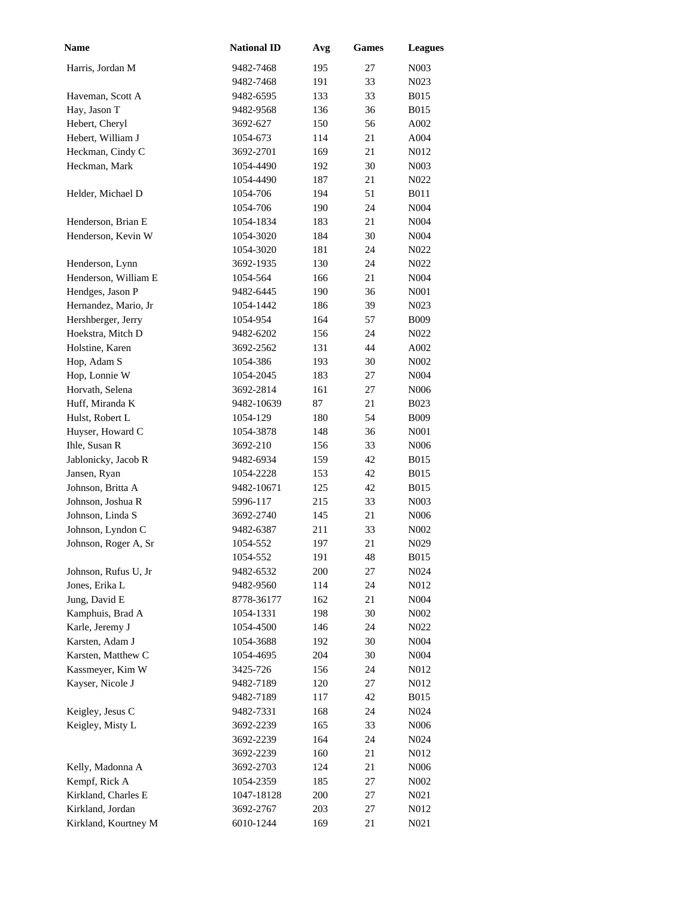| Name | National ID | Avg | Games | Leagues |
|---|---|---|---|---|
| Harris, Jordan M | 9482-7468 | 195 | 27 | N003 |
| | 9482-7468 | 191 | 33 | N023 |
| Haveman, Scott A | 9482-6595 | 133 | 33 | B015 |
| Hay, Jason T | 9482-9568 | 136 | 36 | B015 |
| Hebert, Cheryl | 3692-627 | 150 | 56 | A002 |
| Hebert, William J | 1054-673 | 114 | 21 | A004 |
| Heckman, Cindy C | 3692-2701 | 169 | 21 | N012 |
| Heckman, Mark | 1054-4490 | 192 | 30 | N003 |
| | 1054-4490 | 187 | 21 | N022 |
| Helder, Michael D | 1054-706 | 194 | 51 | B011 |
| | 1054-706 | 190 | 24 | N004 |
| Henderson, Brian E | 1054-1834 | 183 | 21 | N004 |
| Henderson, Kevin W | 1054-3020 | 184 | 30 | N004 |
| | 1054-3020 | 181 | 24 | N022 |
| Henderson, Lynn | 3692-1935 | 130 | 24 | N022 |
| Henderson, William E | 1054-564 | 166 | 21 | N004 |
| Hendges, Jason P | 9482-6445 | 190 | 36 | N001 |
| Hernandez, Mario, Jr | 1054-1442 | 186 | 39 | N023 |
| Hershberger, Jerry | 1054-954 | 164 | 57 | B009 |
| Hoekstra, Mitch D | 9482-6202 | 156 | 24 | N022 |
| Holstine, Karen | 3692-2562 | 131 | 44 | A002 |
| Hop, Adam S | 1054-386 | 193 | 30 | N002 |
| Hop, Lonnie W | 1054-2045 | 183 | 27 | N004 |
| Horvath, Selena | 3692-2814 | 161 | 27 | N006 |
| Huff, Miranda K | 9482-10639 | 87 | 21 | B023 |
| Hulst, Robert L | 1054-129 | 180 | 54 | B009 |
| Huyser, Howard C | 1054-3878 | 148 | 36 | N001 |
| Ihle, Susan R | 3692-210 | 156 | 33 | N006 |
| Jablonicky, Jacob R | 9482-6934 | 159 | 42 | B015 |
| Jansen, Ryan | 1054-2228 | 153 | 42 | B015 |
| Johnson, Britta A | 9482-10671 | 125 | 42 | B015 |
| Johnson, Joshua R | 5996-117 | 215 | 33 | N003 |
| Johnson, Linda S | 3692-2740 | 145 | 21 | N006 |
| Johnson, Lyndon C | 9482-6387 | 211 | 33 | N002 |
| Johnson, Roger A, Sr | 1054-552 | 197 | 21 | N029 |
| | 1054-552 | 191 | 48 | B015 |
| Johnson, Rufus U, Jr | 9482-6532 | 200 | 27 | N024 |
| Jones, Erika L | 9482-9560 | 114 | 24 | N012 |
| Jung, David E | 8778-36177 | 162 | 21 | N004 |
| Kamphuis, Brad A | 1054-1331 | 198 | 30 | N002 |
| Karle, Jeremy J | 1054-4500 | 146 | 24 | N022 |
| Karsten, Adam J | 1054-3688 | 192 | 30 | N004 |
| Karsten, Matthew C | 1054-4695 | 204 | 30 | N004 |
| Kassmeyer, Kim W | 3425-726 | 156 | 24 | N012 |
| Kayser, Nicole J | 9482-7189 | 120 | 27 | N012 |
| | 9482-7189 | 117 | 42 | B015 |
| Keigley, Jesus C | 9482-7331 | 168 | 24 | N024 |
| Keigley, Misty L | 3692-2239 | 165 | 33 | N006 |
| | 3692-2239 | 164 | 24 | N024 |
| | 3692-2239 | 160 | 21 | N012 |
| Kelly, Madonna A | 3692-2703 | 124 | 21 | N006 |
| Kempf, Rick A | 1054-2359 | 185 | 27 | N002 |
| Kirkland, Charles E | 1047-18128 | 200 | 27 | N021 |
| Kirkland, Jordan | 3692-2767 | 203 | 27 | N012 |
| Kirkland, Kourtney M | 6010-1244 | 169 | 21 | N021 |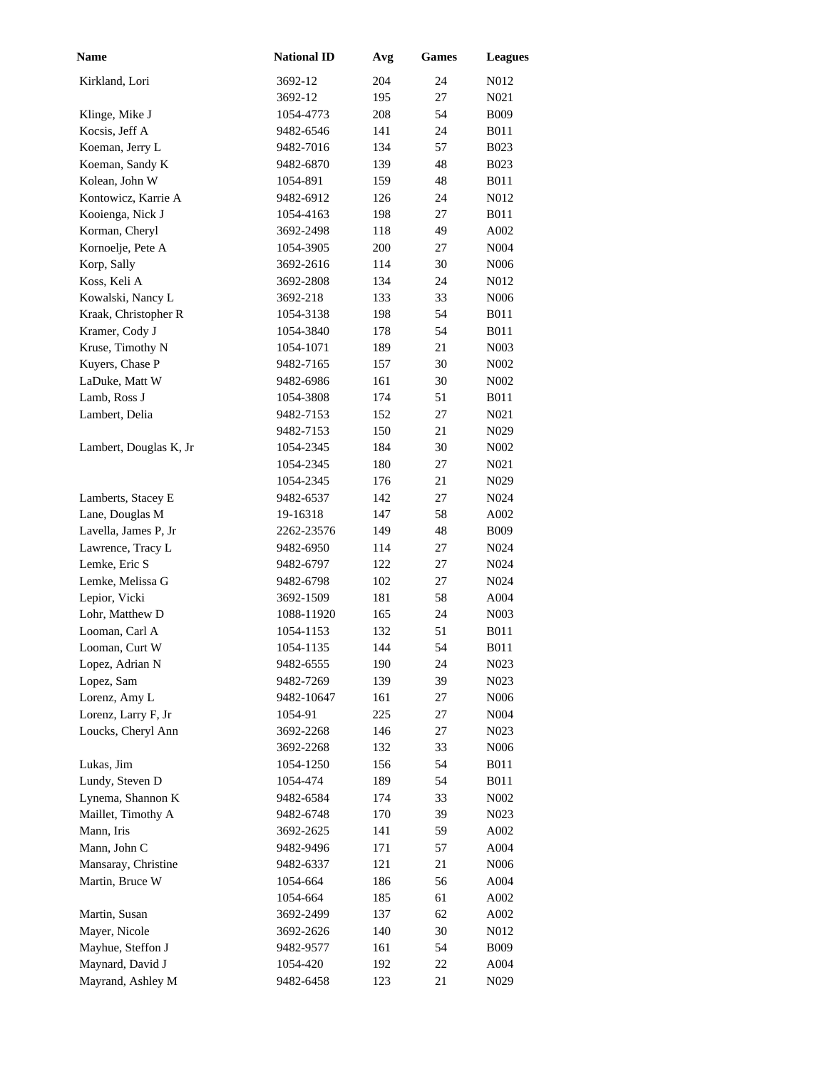| Name | National ID | Avg | Games | Leagues |
|---|---|---|---|---|
| Kirkland, Lori | 3692-12 | 204 | 24 | N012 |
| | 3692-12 | 195 | 27 | N021 |
| Klinge, Mike J | 1054-4773 | 208 | 54 | B009 |
| Kocsis, Jeff A | 9482-6546 | 141 | 24 | B011 |
| Koeman, Jerry L | 9482-7016 | 134 | 57 | B023 |
| Koeman, Sandy K | 9482-6870 | 139 | 48 | B023 |
| Kolean, John W | 1054-891 | 159 | 48 | B011 |
| Kontowicz, Karrie A | 9482-6912 | 126 | 24 | N012 |
| Kooienga, Nick J | 1054-4163 | 198 | 27 | B011 |
| Korman, Cheryl | 3692-2498 | 118 | 49 | A002 |
| Kornoelje, Pete A | 1054-3905 | 200 | 27 | N004 |
| Korp, Sally | 3692-2616 | 114 | 30 | N006 |
| Koss, Keli A | 3692-2808 | 134 | 24 | N012 |
| Kowalski, Nancy L | 3692-218 | 133 | 33 | N006 |
| Kraak, Christopher R | 1054-3138 | 198 | 54 | B011 |
| Kramer, Cody J | 1054-3840 | 178 | 54 | B011 |
| Kruse, Timothy N | 1054-1071 | 189 | 21 | N003 |
| Kuyers, Chase P | 9482-7165 | 157 | 30 | N002 |
| LaDuke, Matt W | 9482-6986 | 161 | 30 | N002 |
| Lamb, Ross J | 1054-3808 | 174 | 51 | B011 |
| Lambert, Delia | 9482-7153 | 152 | 27 | N021 |
| | 9482-7153 | 150 | 21 | N029 |
| Lambert, Douglas K, Jr | 1054-2345 | 184 | 30 | N002 |
| | 1054-2345 | 180 | 27 | N021 |
| | 1054-2345 | 176 | 21 | N029 |
| Lamberts, Stacey E | 9482-6537 | 142 | 27 | N024 |
| Lane, Douglas M | 19-16318 | 147 | 58 | A002 |
| Lavella, James P, Jr | 2262-23576 | 149 | 48 | B009 |
| Lawrence, Tracy L | 9482-6950 | 114 | 27 | N024 |
| Lemke, Eric S | 9482-6797 | 122 | 27 | N024 |
| Lemke, Melissa G | 9482-6798 | 102 | 27 | N024 |
| Lepior, Vicki | 3692-1509 | 181 | 58 | A004 |
| Lohr, Matthew D | 1088-11920 | 165 | 24 | N003 |
| Looman, Carl A | 1054-1153 | 132 | 51 | B011 |
| Looman, Curt W | 1054-1135 | 144 | 54 | B011 |
| Lopez, Adrian N | 9482-6555 | 190 | 24 | N023 |
| Lopez, Sam | 9482-7269 | 139 | 39 | N023 |
| Lorenz, Amy L | 9482-10647 | 161 | 27 | N006 |
| Lorenz, Larry F, Jr | 1054-91 | 225 | 27 | N004 |
| Loucks, Cheryl Ann | 3692-2268 | 146 | 27 | N023 |
| | 3692-2268 | 132 | 33 | N006 |
| Lukas, Jim | 1054-1250 | 156 | 54 | B011 |
| Lundy, Steven D | 1054-474 | 189 | 54 | B011 |
| Lynema, Shannon K | 9482-6584 | 174 | 33 | N002 |
| Maillet, Timothy A | 9482-6748 | 170 | 39 | N023 |
| Mann, Iris | 3692-2625 | 141 | 59 | A002 |
| Mann, John C | 9482-9496 | 171 | 57 | A004 |
| Mansaray, Christine | 9482-6337 | 121 | 21 | N006 |
| Martin, Bruce W | 1054-664 | 186 | 56 | A004 |
| | 1054-664 | 185 | 61 | A002 |
| Martin, Susan | 3692-2499 | 137 | 62 | A002 |
| Mayer, Nicole | 3692-2626 | 140 | 30 | N012 |
| Mayhue, Steffon J | 9482-9577 | 161 | 54 | B009 |
| Maynard, David J | 1054-420 | 192 | 22 | A004 |
| Mayrand, Ashley M | 9482-6458 | 123 | 21 | N029 |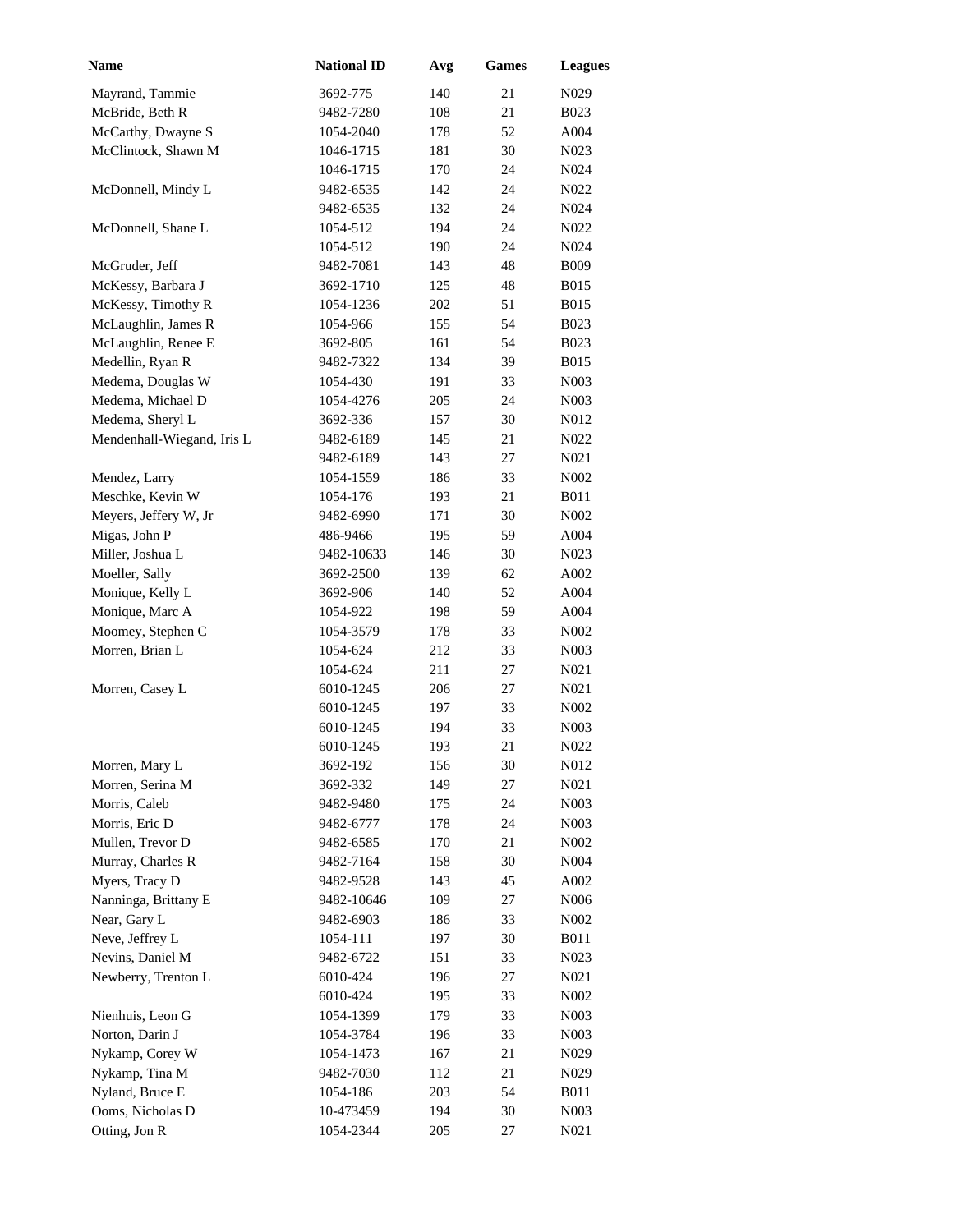| Name | National ID | Avg | Games | Leagues |
|---|---|---|---|---|
| Mayrand, Tammie | 3692-775 | 140 | 21 | N029 |
| McBride, Beth R | 9482-7280 | 108 | 21 | B023 |
| McCarthy, Dwayne S | 1054-2040 | 178 | 52 | A004 |
| McClintock, Shawn M | 1046-1715 | 181 | 30 | N023 |
| | 1046-1715 | 170 | 24 | N024 |
| McDonnell, Mindy L | 9482-6535 | 142 | 24 | N022 |
| | 9482-6535 | 132 | 24 | N024 |
| McDonnell, Shane L | 1054-512 | 194 | 24 | N022 |
| | 1054-512 | 190 | 24 | N024 |
| McGruder, Jeff | 9482-7081 | 143 | 48 | B009 |
| McKessy, Barbara J | 3692-1710 | 125 | 48 | B015 |
| McKessy, Timothy R | 1054-1236 | 202 | 51 | B015 |
| McLaughlin, James R | 1054-966 | 155 | 54 | B023 |
| McLaughlin, Renee E | 3692-805 | 161 | 54 | B023 |
| Medellin, Ryan R | 9482-7322 | 134 | 39 | B015 |
| Medema, Douglas W | 1054-430 | 191 | 33 | N003 |
| Medema, Michael D | 1054-4276 | 205 | 24 | N003 |
| Medema, Sheryl L | 3692-336 | 157 | 30 | N012 |
| Mendenhall-Wiegand, Iris L | 9482-6189 | 145 | 21 | N022 |
| | 9482-6189 | 143 | 27 | N021 |
| Mendez, Larry | 1054-1559 | 186 | 33 | N002 |
| Meschke, Kevin W | 1054-176 | 193 | 21 | B011 |
| Meyers, Jeffery W, Jr | 9482-6990 | 171 | 30 | N002 |
| Migas, John P | 486-9466 | 195 | 59 | A004 |
| Miller, Joshua L | 9482-10633 | 146 | 30 | N023 |
| Moeller, Sally | 3692-2500 | 139 | 62 | A002 |
| Monique, Kelly L | 3692-906 | 140 | 52 | A004 |
| Monique, Marc A | 1054-922 | 198 | 59 | A004 |
| Moomey, Stephen C | 1054-3579 | 178 | 33 | N002 |
| Morren, Brian L | 1054-624 | 212 | 33 | N003 |
| | 1054-624 | 211 | 27 | N021 |
| Morren, Casey L | 6010-1245 | 206 | 27 | N021 |
| | 6010-1245 | 197 | 33 | N002 |
| | 6010-1245 | 194 | 33 | N003 |
| | 6010-1245 | 193 | 21 | N022 |
| Morren, Mary L | 3692-192 | 156 | 30 | N012 |
| Morren, Serina M | 3692-332 | 149 | 27 | N021 |
| Morris, Caleb | 9482-9480 | 175 | 24 | N003 |
| Morris, Eric D | 9482-6777 | 178 | 24 | N003 |
| Mullen, Trevor D | 9482-6585 | 170 | 21 | N002 |
| Murray, Charles R | 9482-7164 | 158 | 30 | N004 |
| Myers, Tracy D | 9482-9528 | 143 | 45 | A002 |
| Nanninga, Brittany E | 9482-10646 | 109 | 27 | N006 |
| Near, Gary L | 9482-6903 | 186 | 33 | N002 |
| Neve, Jeffrey L | 1054-111 | 197 | 30 | B011 |
| Nevins, Daniel M | 9482-6722 | 151 | 33 | N023 |
| Newberry, Trenton L | 6010-424 | 196 | 27 | N021 |
| | 6010-424 | 195 | 33 | N002 |
| Nienhuis, Leon G | 1054-1399 | 179 | 33 | N003 |
| Norton, Darin J | 1054-3784 | 196 | 33 | N003 |
| Nykamp, Corey W | 1054-1473 | 167 | 21 | N029 |
| Nykamp, Tina M | 9482-7030 | 112 | 21 | N029 |
| Nyland, Bruce E | 1054-186 | 203 | 54 | B011 |
| Ooms, Nicholas D | 10-473459 | 194 | 30 | N003 |
| Otting, Jon R | 1054-2344 | 205 | 27 | N021 |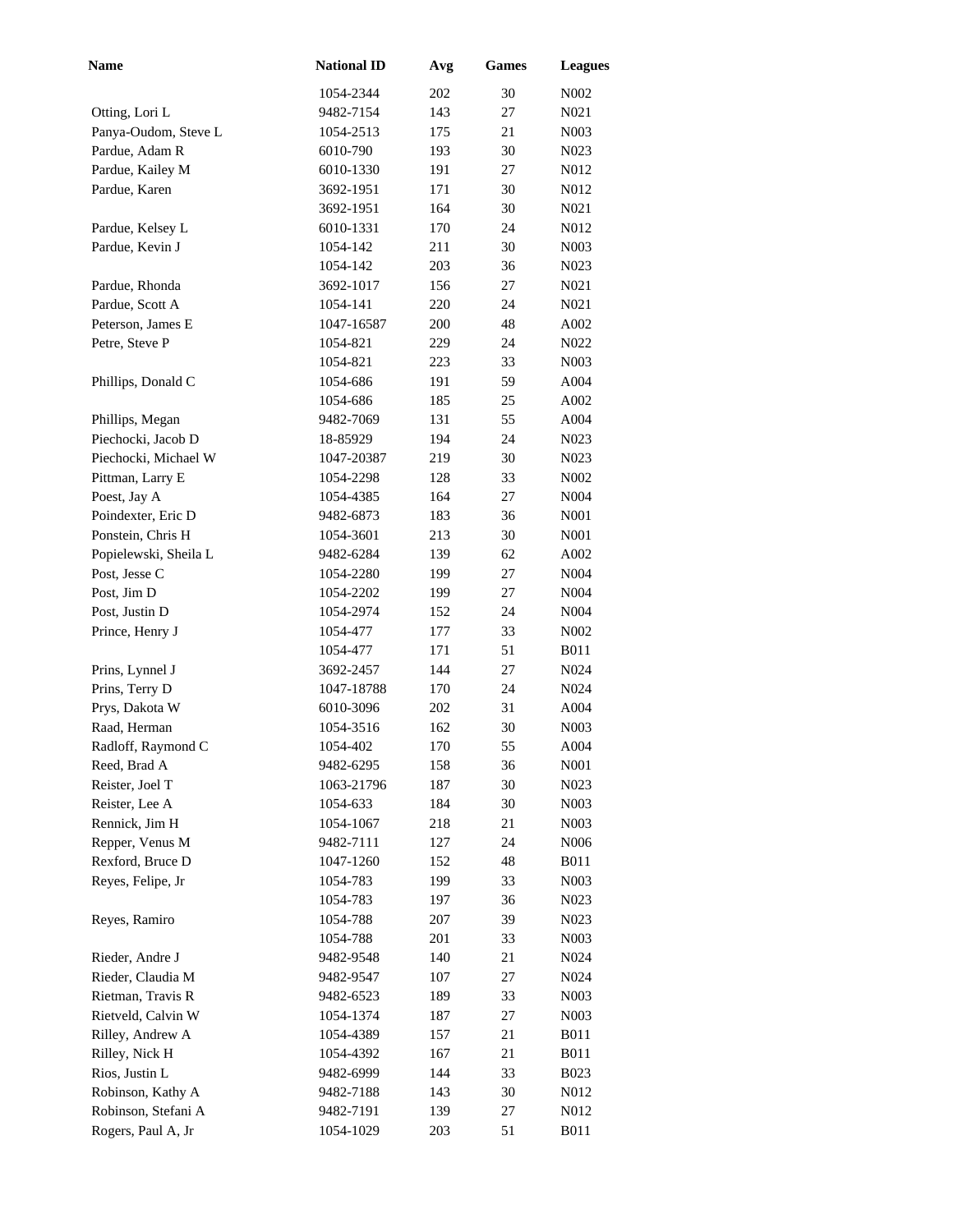| Name | National ID | Avg | Games | Leagues |
|---|---|---|---|---|
| | 1054-2344 | 202 | 30 | N002 |
| Otting, Lori L | 9482-7154 | 143 | 27 | N021 |
| Panya-Oudom, Steve L | 1054-2513 | 175 | 21 | N003 |
| Pardue, Adam R | 6010-790 | 193 | 30 | N023 |
| Pardue, Kailey M | 6010-1330 | 191 | 27 | N012 |
| Pardue, Karen | 3692-1951 | 171 | 30 | N012 |
| | 3692-1951 | 164 | 30 | N021 |
| Pardue, Kelsey L | 6010-1331 | 170 | 24 | N012 |
| Pardue, Kevin J | 1054-142 | 211 | 30 | N003 |
| | 1054-142 | 203 | 36 | N023 |
| Pardue, Rhonda | 3692-1017 | 156 | 27 | N021 |
| Pardue, Scott A | 1054-141 | 220 | 24 | N021 |
| Peterson, James E | 1047-16587 | 200 | 48 | A002 |
| Petre, Steve P | 1054-821 | 229 | 24 | N022 |
| | 1054-821 | 223 | 33 | N003 |
| Phillips, Donald C | 1054-686 | 191 | 59 | A004 |
| | 1054-686 | 185 | 25 | A002 |
| Phillips, Megan | 9482-7069 | 131 | 55 | A004 |
| Piechocki, Jacob D | 18-85929 | 194 | 24 | N023 |
| Piechocki, Michael W | 1047-20387 | 219 | 30 | N023 |
| Pittman, Larry E | 1054-2298 | 128 | 33 | N002 |
| Poest, Jay A | 1054-4385 | 164 | 27 | N004 |
| Poindexter, Eric D | 9482-6873 | 183 | 36 | N001 |
| Ponstein, Chris H | 1054-3601 | 213 | 30 | N001 |
| Popielewski, Sheila L | 9482-6284 | 139 | 62 | A002 |
| Post, Jesse C | 1054-2280 | 199 | 27 | N004 |
| Post, Jim D | 1054-2202 | 199 | 27 | N004 |
| Post, Justin D | 1054-2974 | 152 | 24 | N004 |
| Prince, Henry J | 1054-477 | 177 | 33 | N002 |
| | 1054-477 | 171 | 51 | B011 |
| Prins, Lynnel J | 3692-2457 | 144 | 27 | N024 |
| Prins, Terry D | 1047-18788 | 170 | 24 | N024 |
| Prys, Dakota W | 6010-3096 | 202 | 31 | A004 |
| Raad, Herman | 1054-3516 | 162 | 30 | N003 |
| Radloff, Raymond C | 1054-402 | 170 | 55 | A004 |
| Reed, Brad A | 9482-6295 | 158 | 36 | N001 |
| Reister, Joel T | 1063-21796 | 187 | 30 | N023 |
| Reister, Lee A | 1054-633 | 184 | 30 | N003 |
| Rennick, Jim H | 1054-1067 | 218 | 21 | N003 |
| Repper, Venus M | 9482-7111 | 127 | 24 | N006 |
| Rexford, Bruce D | 1047-1260 | 152 | 48 | B011 |
| Reyes, Felipe, Jr | 1054-783 | 199 | 33 | N003 |
| | 1054-783 | 197 | 36 | N023 |
| Reyes, Ramiro | 1054-788 | 207 | 39 | N023 |
| | 1054-788 | 201 | 33 | N003 |
| Rieder, Andre J | 9482-9548 | 140 | 21 | N024 |
| Rieder, Claudia M | 9482-9547 | 107 | 27 | N024 |
| Rietman, Travis R | 9482-6523 | 189 | 33 | N003 |
| Rietveld, Calvin W | 1054-1374 | 187 | 27 | N003 |
| Rilley, Andrew A | 1054-4389 | 157 | 21 | B011 |
| Rilley, Nick H | 1054-4392 | 167 | 21 | B011 |
| Rios, Justin L | 9482-6999 | 144 | 33 | B023 |
| Robinson, Kathy A | 9482-7188 | 143 | 30 | N012 |
| Robinson, Stefani A | 9482-7191 | 139 | 27 | N012 |
| Rogers, Paul A, Jr | 1054-1029 | 203 | 51 | B011 |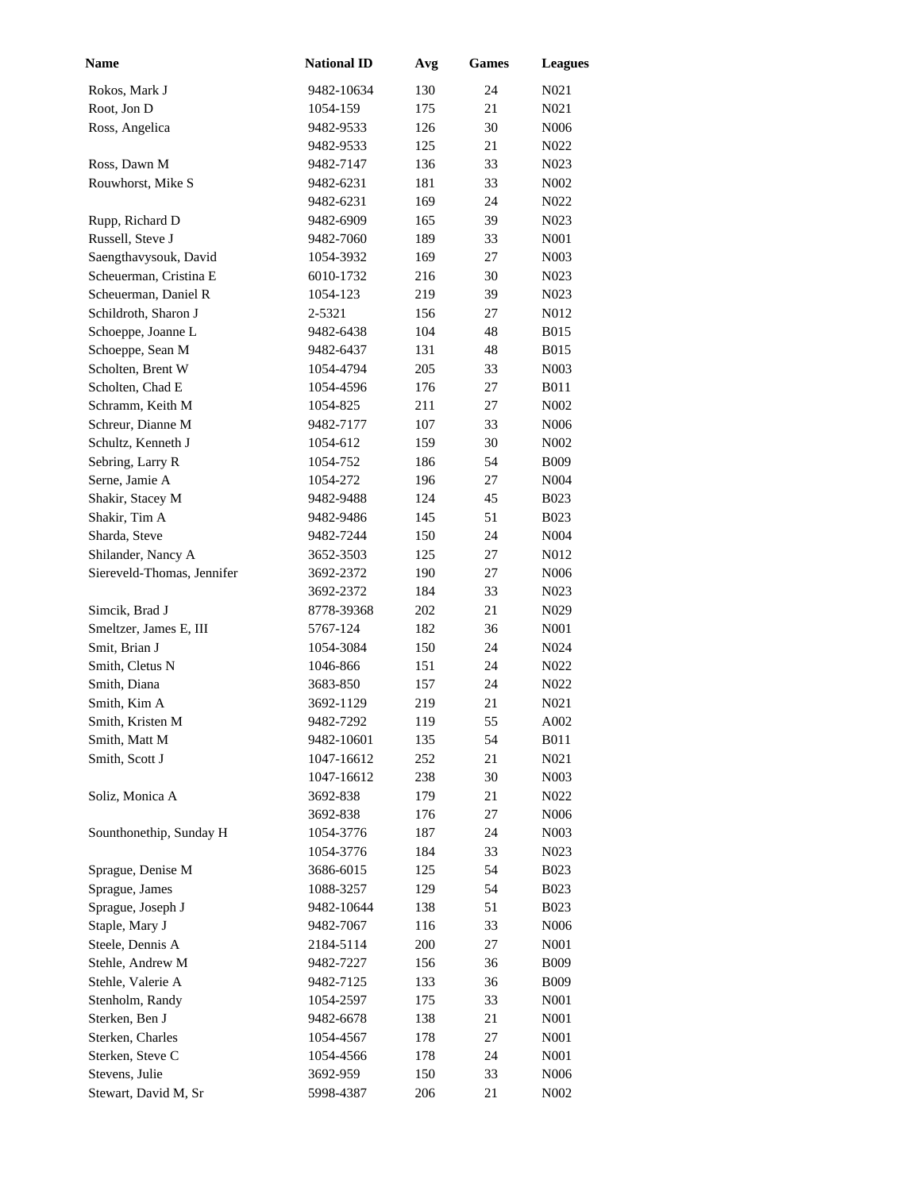| Name | National ID | Avg | Games | Leagues |
|---|---|---|---|---|
| Rokos, Mark J | 9482-10634 | 130 | 24 | N021 |
| Root, Jon D | 1054-159 | 175 | 21 | N021 |
| Ross, Angelica | 9482-9533 | 126 | 30 | N006 |
| | 9482-9533 | 125 | 21 | N022 |
| Ross, Dawn M | 9482-7147 | 136 | 33 | N023 |
| Rouwhorst, Mike S | 9482-6231 | 181 | 33 | N002 |
| | 9482-6231 | 169 | 24 | N022 |
| Rupp, Richard D | 9482-6909 | 165 | 39 | N023 |
| Russell, Steve J | 9482-7060 | 189 | 33 | N001 |
| Saengthavysouk, David | 1054-3932 | 169 | 27 | N003 |
| Scheuerman, Cristina E | 6010-1732 | 216 | 30 | N023 |
| Scheuerman, Daniel R | 1054-123 | 219 | 39 | N023 |
| Schildroth, Sharon J | 2-5321 | 156 | 27 | N012 |
| Schoeppe, Joanne L | 9482-6438 | 104 | 48 | B015 |
| Schoeppe, Sean M | 9482-6437 | 131 | 48 | B015 |
| Scholten, Brent W | 1054-4794 | 205 | 33 | N003 |
| Scholten, Chad E | 1054-4596 | 176 | 27 | B011 |
| Schramm, Keith M | 1054-825 | 211 | 27 | N002 |
| Schreur, Dianne M | 9482-7177 | 107 | 33 | N006 |
| Schultz, Kenneth J | 1054-612 | 159 | 30 | N002 |
| Sebring, Larry R | 1054-752 | 186 | 54 | B009 |
| Serne, Jamie A | 1054-272 | 196 | 27 | N004 |
| Shakir, Stacey M | 9482-9488 | 124 | 45 | B023 |
| Shakir, Tim A | 9482-9486 | 145 | 51 | B023 |
| Sharda, Steve | 9482-7244 | 150 | 24 | N004 |
| Shilander, Nancy A | 3652-3503 | 125 | 27 | N012 |
| Siereveld-Thomas, Jennifer | 3692-2372 | 190 | 27 | N006 |
| | 3692-2372 | 184 | 33 | N023 |
| Simcik, Brad J | 8778-39368 | 202 | 21 | N029 |
| Smeltzer, James E, III | 5767-124 | 182 | 36 | N001 |
| Smit, Brian J | 1054-3084 | 150 | 24 | N024 |
| Smith, Cletus N | 1046-866 | 151 | 24 | N022 |
| Smith, Diana | 3683-850 | 157 | 24 | N022 |
| Smith, Kim A | 3692-1129 | 219 | 21 | N021 |
| Smith, Kristen M | 9482-7292 | 119 | 55 | A002 |
| Smith, Matt M | 9482-10601 | 135 | 54 | B011 |
| Smith, Scott J | 1047-16612 | 252 | 21 | N021 |
| | 1047-16612 | 238 | 30 | N003 |
| Soliz, Monica A | 3692-838 | 179 | 21 | N022 |
| | 3692-838 | 176 | 27 | N006 |
| Sounthonethip, Sunday H | 1054-3776 | 187 | 24 | N003 |
| | 1054-3776 | 184 | 33 | N023 |
| Sprague, Denise M | 3686-6015 | 125 | 54 | B023 |
| Sprague, James | 1088-3257 | 129 | 54 | B023 |
| Sprague, Joseph J | 9482-10644 | 138 | 51 | B023 |
| Staple, Mary J | 9482-7067 | 116 | 33 | N006 |
| Steele, Dennis A | 2184-5114 | 200 | 27 | N001 |
| Stehle, Andrew M | 9482-7227 | 156 | 36 | B009 |
| Stehle, Valerie A | 9482-7125 | 133 | 36 | B009 |
| Stenholm, Randy | 1054-2597 | 175 | 33 | N001 |
| Sterken, Ben J | 9482-6678 | 138 | 21 | N001 |
| Sterken, Charles | 1054-4567 | 178 | 27 | N001 |
| Sterken, Steve C | 1054-4566 | 178 | 24 | N001 |
| Stevens, Julie | 3692-959 | 150 | 33 | N006 |
| Stewart, David M, Sr | 5998-4387 | 206 | 21 | N002 |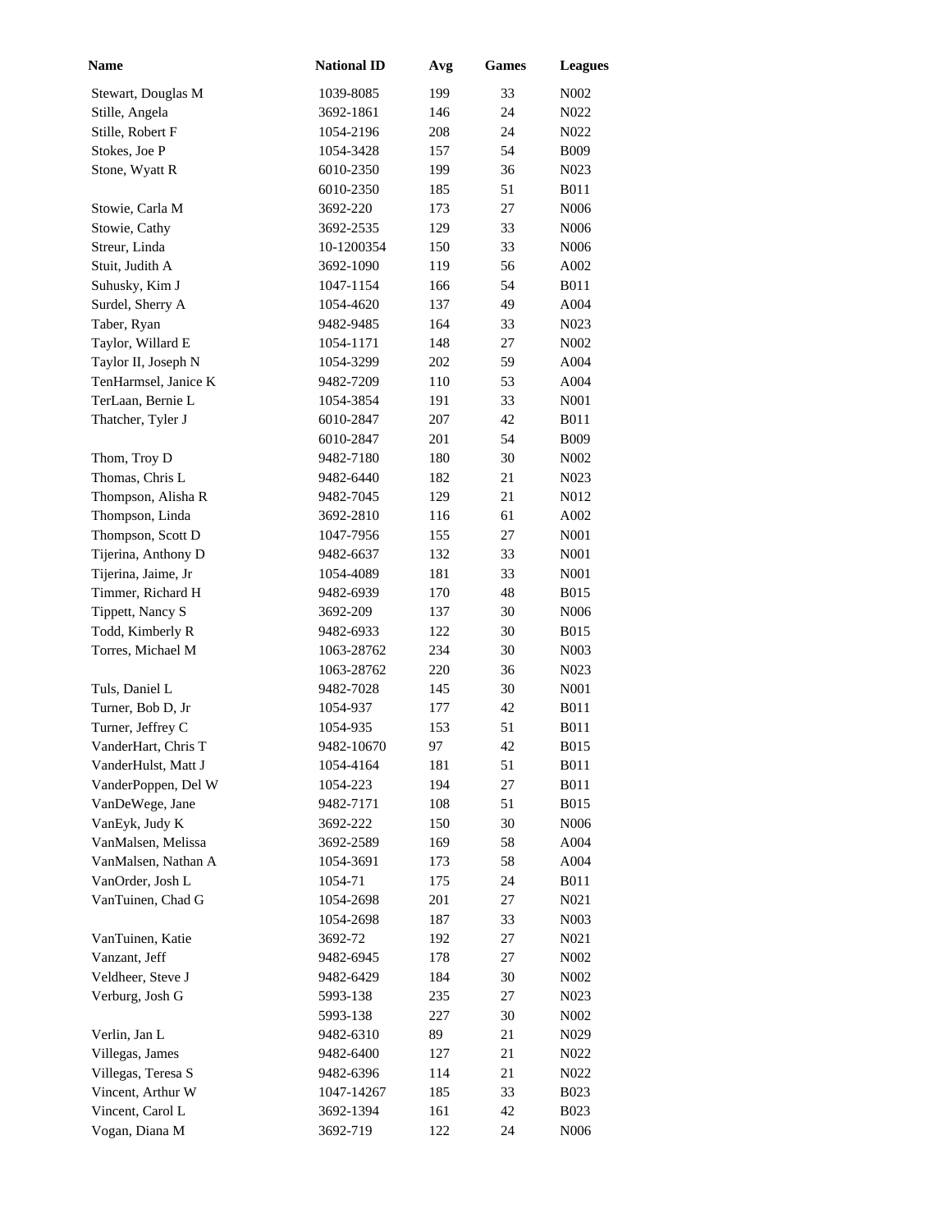| Name | National ID | Avg | Games | Leagues |
|---|---|---|---|---|
| Stewart, Douglas M | 1039-8085 | 199 | 33 | N002 |
| Stille, Angela | 3692-1861 | 146 | 24 | N022 |
| Stille, Robert F | 1054-2196 | 208 | 24 | N022 |
| Stokes, Joe P | 1054-3428 | 157 | 54 | B009 |
| Stone, Wyatt R | 6010-2350 | 199 | 36 | N023 |
| | 6010-2350 | 185 | 51 | B011 |
| Stowie, Carla M | 3692-220 | 173 | 27 | N006 |
| Stowie, Cathy | 3692-2535 | 129 | 33 | N006 |
| Streur, Linda | 10-1200354 | 150 | 33 | N006 |
| Stuit, Judith A | 3692-1090 | 119 | 56 | A002 |
| Suhusky, Kim J | 1047-1154 | 166 | 54 | B011 |
| Surdel, Sherry A | 1054-4620 | 137 | 49 | A004 |
| Taber, Ryan | 9482-9485 | 164 | 33 | N023 |
| Taylor, Willard E | 1054-1171 | 148 | 27 | N002 |
| Taylor II, Joseph N | 1054-3299 | 202 | 59 | A004 |
| TenHarmsel, Janice K | 9482-7209 | 110 | 53 | A004 |
| TerLaan, Bernie L | 1054-3854 | 191 | 33 | N001 |
| Thatcher, Tyler J | 6010-2847 | 207 | 42 | B011 |
| | 6010-2847 | 201 | 54 | B009 |
| Thom, Troy D | 9482-7180 | 180 | 30 | N002 |
| Thomas, Chris L | 9482-6440 | 182 | 21 | N023 |
| Thompson, Alisha R | 9482-7045 | 129 | 21 | N012 |
| Thompson, Linda | 3692-2810 | 116 | 61 | A002 |
| Thompson, Scott D | 1047-7956 | 155 | 27 | N001 |
| Tijerina, Anthony D | 9482-6637 | 132 | 33 | N001 |
| Tijerina, Jaime, Jr | 1054-4089 | 181 | 33 | N001 |
| Timmer, Richard H | 9482-6939 | 170 | 48 | B015 |
| Tippett, Nancy S | 3692-209 | 137 | 30 | N006 |
| Todd, Kimberly R | 9482-6933 | 122 | 30 | B015 |
| Torres, Michael M | 1063-28762 | 234 | 30 | N003 |
| | 1063-28762 | 220 | 36 | N023 |
| Tuls, Daniel L | 9482-7028 | 145 | 30 | N001 |
| Turner, Bob D, Jr | 1054-937 | 177 | 42 | B011 |
| Turner, Jeffrey C | 1054-935 | 153 | 51 | B011 |
| VanderHart, Chris T | 9482-10670 | 97 | 42 | B015 |
| VanderHulst, Matt J | 1054-4164 | 181 | 51 | B011 |
| VanderPoppen, Del W | 1054-223 | 194 | 27 | B011 |
| VanDeWege, Jane | 9482-7171 | 108 | 51 | B015 |
| VanEyk, Judy K | 3692-222 | 150 | 30 | N006 |
| VanMalsen, Melissa | 3692-2589 | 169 | 58 | A004 |
| VanMalsen, Nathan A | 1054-3691 | 173 | 58 | A004 |
| VanOrder, Josh L | 1054-71 | 175 | 24 | B011 |
| VanTuinen, Chad G | 1054-2698 | 201 | 27 | N021 |
| | 1054-2698 | 187 | 33 | N003 |
| VanTuinen, Katie | 3692-72 | 192 | 27 | N021 |
| Vanzant, Jeff | 9482-6945 | 178 | 27 | N002 |
| Veldheer, Steve J | 9482-6429 | 184 | 30 | N002 |
| Verburg, Josh G | 5993-138 | 235 | 27 | N023 |
| | 5993-138 | 227 | 30 | N002 |
| Verlin, Jan L | 9482-6310 | 89 | 21 | N029 |
| Villegas, James | 9482-6400 | 127 | 21 | N022 |
| Villegas, Teresa S | 9482-6396 | 114 | 21 | N022 |
| Vincent, Arthur W | 1047-14267 | 185 | 33 | B023 |
| Vincent, Carol L | 3692-1394 | 161 | 42 | B023 |
| Vogan, Diana M | 3692-719 | 122 | 24 | N006 |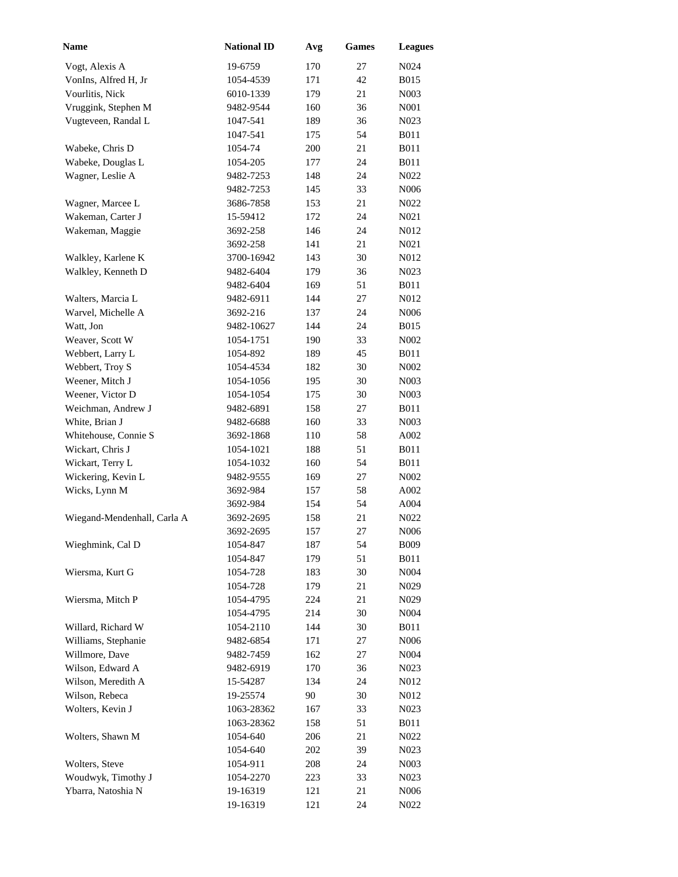| Name | National ID | Avg | Games | Leagues |
| --- | --- | --- | --- | --- |
| Vogt, Alexis A | 19-6759 | 170 | 27 | N024 |
| VonIns, Alfred H, Jr | 1054-4539 | 171 | 42 | B015 |
| Vourlitis, Nick | 6010-1339 | 179 | 21 | N003 |
| Vruggink, Stephen M | 9482-9544 | 160 | 36 | N001 |
| Vugteveen, Randal L | 1047-541 | 189 | 36 | N023 |
| | 1047-541 | 175 | 54 | B011 |
| Wabeke, Chris D | 1054-74 | 200 | 21 | B011 |
| Wabeke, Douglas L | 1054-205 | 177 | 24 | B011 |
| Wagner, Leslie A | 9482-7253 | 148 | 24 | N022 |
| | 9482-7253 | 145 | 33 | N006 |
| Wagner, Marcee L | 3686-7858 | 153 | 21 | N022 |
| Wakeman, Carter J | 15-59412 | 172 | 24 | N021 |
| Wakeman, Maggie | 3692-258 | 146 | 24 | N012 |
| | 3692-258 | 141 | 21 | N021 |
| Walkley, Karlene K | 3700-16942 | 143 | 30 | N012 |
| Walkley, Kenneth D | 9482-6404 | 179 | 36 | N023 |
| | 9482-6404 | 169 | 51 | B011 |
| Walters, Marcia L | 9482-6911 | 144 | 27 | N012 |
| Warvel, Michelle A | 3692-216 | 137 | 24 | N006 |
| Watt, Jon | 9482-10627 | 144 | 24 | B015 |
| Weaver, Scott W | 1054-1751 | 190 | 33 | N002 |
| Webbert, Larry L | 1054-892 | 189 | 45 | B011 |
| Webbert, Troy S | 1054-4534 | 182 | 30 | N002 |
| Weener, Mitch J | 1054-1056 | 195 | 30 | N003 |
| Weener, Victor D | 1054-1054 | 175 | 30 | N003 |
| Weichman, Andrew J | 9482-6891 | 158 | 27 | B011 |
| White, Brian J | 9482-6688 | 160 | 33 | N003 |
| Whitehouse, Connie S | 3692-1868 | 110 | 58 | A002 |
| Wickart, Chris J | 1054-1021 | 188 | 51 | B011 |
| Wickart, Terry L | 1054-1032 | 160 | 54 | B011 |
| Wickering, Kevin L | 9482-9555 | 169 | 27 | N002 |
| Wicks, Lynn M | 3692-984 | 157 | 58 | A002 |
| | 3692-984 | 154 | 54 | A004 |
| Wiegand-Mendenhall, Carla A | 3692-2695 | 158 | 21 | N022 |
| | 3692-2695 | 157 | 27 | N006 |
| Wieghmink, Cal D | 1054-847 | 187 | 54 | B009 |
| | 1054-847 | 179 | 51 | B011 |
| Wiersma, Kurt G | 1054-728 | 183 | 30 | N004 |
| | 1054-728 | 179 | 21 | N029 |
| Wiersma, Mitch P | 1054-4795 | 224 | 21 | N029 |
| | 1054-4795 | 214 | 30 | N004 |
| Willard, Richard W | 1054-2110 | 144 | 30 | B011 |
| Williams, Stephanie | 9482-6854 | 171 | 27 | N006 |
| Willmore, Dave | 9482-7459 | 162 | 27 | N004 |
| Wilson, Edward A | 9482-6919 | 170 | 36 | N023 |
| Wilson, Meredith A | 15-54287 | 134 | 24 | N012 |
| Wilson, Rebeca | 19-25574 | 90 | 30 | N012 |
| Wolters, Kevin J | 1063-28362 | 167 | 33 | N023 |
| | 1063-28362 | 158 | 51 | B011 |
| Wolters, Shawn M | 1054-640 | 206 | 21 | N022 |
| | 1054-640 | 202 | 39 | N023 |
| Wolters, Steve | 1054-911 | 208 | 24 | N003 |
| Woudwyk, Timothy J | 1054-2270 | 223 | 33 | N023 |
| Ybarra, Natoshia N | 19-16319 | 121 | 21 | N006 |
| | 19-16319 | 121 | 24 | N022 |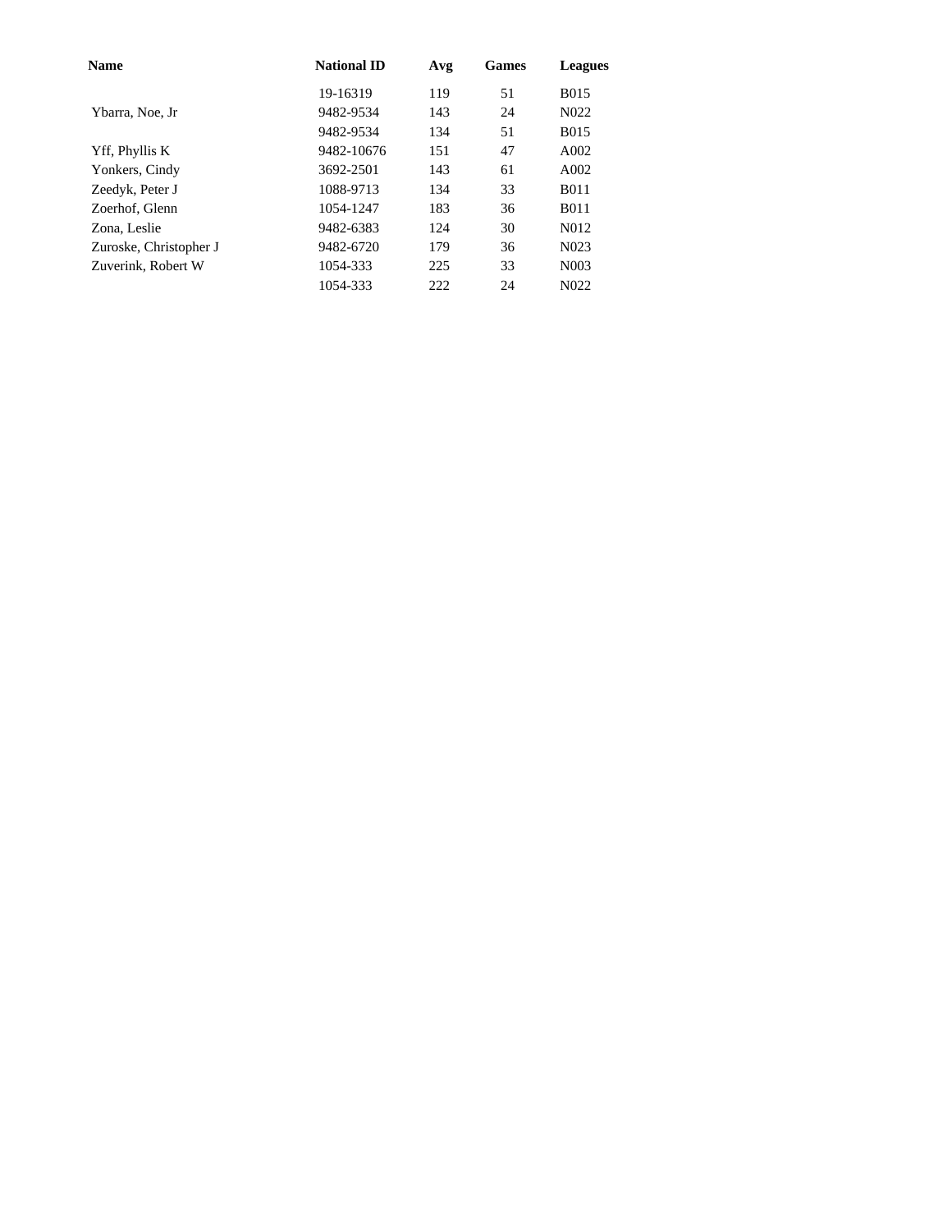| Name | National ID | Avg | Games | Leagues |
|---|---|---|---|---|
| | 19-16319 | 119 | 51 | B015 |
| Ybarra, Noe, Jr | 9482-9534 | 143 | 24 | N022 |
| | 9482-9534 | 134 | 51 | B015 |
| Yff, Phyllis K | 9482-10676 | 151 | 47 | A002 |
| Yonkers, Cindy | 3692-2501 | 143 | 61 | A002 |
| Zeedyk, Peter J | 1088-9713 | 134 | 33 | B011 |
| Zoerhof, Glenn | 1054-1247 | 183 | 36 | B011 |
| Zona, Leslie | 9482-6383 | 124 | 30 | N012 |
| Zuroske, Christopher J | 9482-6720 | 179 | 36 | N023 |
| Zuverink, Robert W | 1054-333 | 225 | 33 | N003 |
| | 1054-333 | 222 | 24 | N022 |